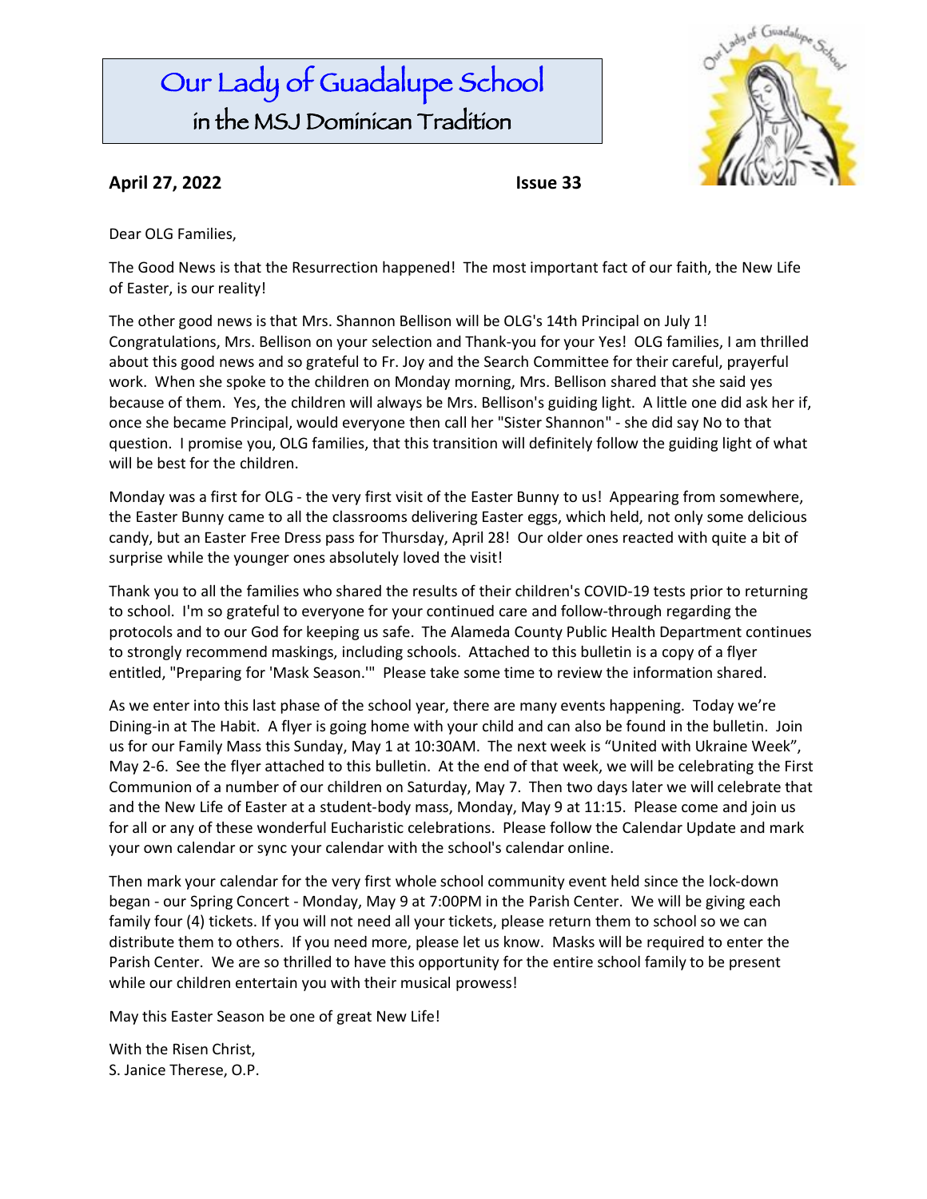# Our Lady of Guadalupe School
## in the MSJ Dominican Tradition

**April 27, 2022** **Issue 33**

Dear OLG Families,

The Good News is that the Resurrection happened! The most important fact of our faith, the New Life of Easter, is our reality!

The other good news is that Mrs. Shannon Bellison will be OLG's 14th Principal on July 1! Congratulations, Mrs. Bellison on your selection and Thank-you for your Yes! OLG families, I am thrilled about this good news and so grateful to Fr. Joy and the Search Committee for their careful, prayerful work. When she spoke to the children on Monday morning, Mrs. Bellison shared that she said yes because of them. Yes, the children will always be Mrs. Bellison's guiding light. A little one did ask her if, once she became Principal, would everyone then call her "Sister Shannon" - she did say No to that question. I promise you, OLG families, that this transition will definitely follow the guiding light of what will be best for the children.

Monday was a first for OLG - the very first visit of the Easter Bunny to us! Appearing from somewhere, the Easter Bunny came to all the classrooms delivering Easter eggs, which held, not only some delicious candy, but an Easter Free Dress pass for Thursday, April 28! Our older ones reacted with quite a bit of surprise while the younger ones absolutely loved the visit!

Thank you to all the families who shared the results of their children's COVID-19 tests prior to returning to school. I'm so grateful to everyone for your continued care and follow-through regarding the protocols and to our God for keeping us safe. The Alameda County Public Health Department continues to strongly recommend maskings, including schools. Attached to this bulletin is a copy of a flyer entitled, "Preparing for 'Mask Season.'" Please take some time to review the information shared.

As we enter into this last phase of the school year, there are many events happening. Today we're Dining-in at The Habit. A flyer is going home with your child and can also be found in the bulletin. Join us for our Family Mass this Sunday, May 1 at 10:30AM. The next week is "United with Ukraine Week", May 2-6. See the flyer attached to this bulletin. At the end of that week, we will be celebrating the First Communion of a number of our children on Saturday, May 7. Then two days later we will celebrate that and the New Life of Easter at a student-body mass, Monday, May 9 at 11:15. Please come and join us for all or any of these wonderful Eucharistic celebrations. Please follow the Calendar Update and mark your own calendar or sync your calendar with the school's calendar online.

Then mark your calendar for the very first whole school community event held since the lock-down began - our Spring Concert - Monday, May 9 at 7:00PM in the Parish Center. We will be giving each family four (4) tickets. If you will not need all your tickets, please return them to school so we can distribute them to others. If you need more, please let us know. Masks will be required to enter the Parish Center. We are so thrilled to have this opportunity for the entire school family to be present while our children entertain you with their musical prowess!

May this Easter Season be one of great New Life!

With the Risen Christ,
S. Janice Therese, O.P.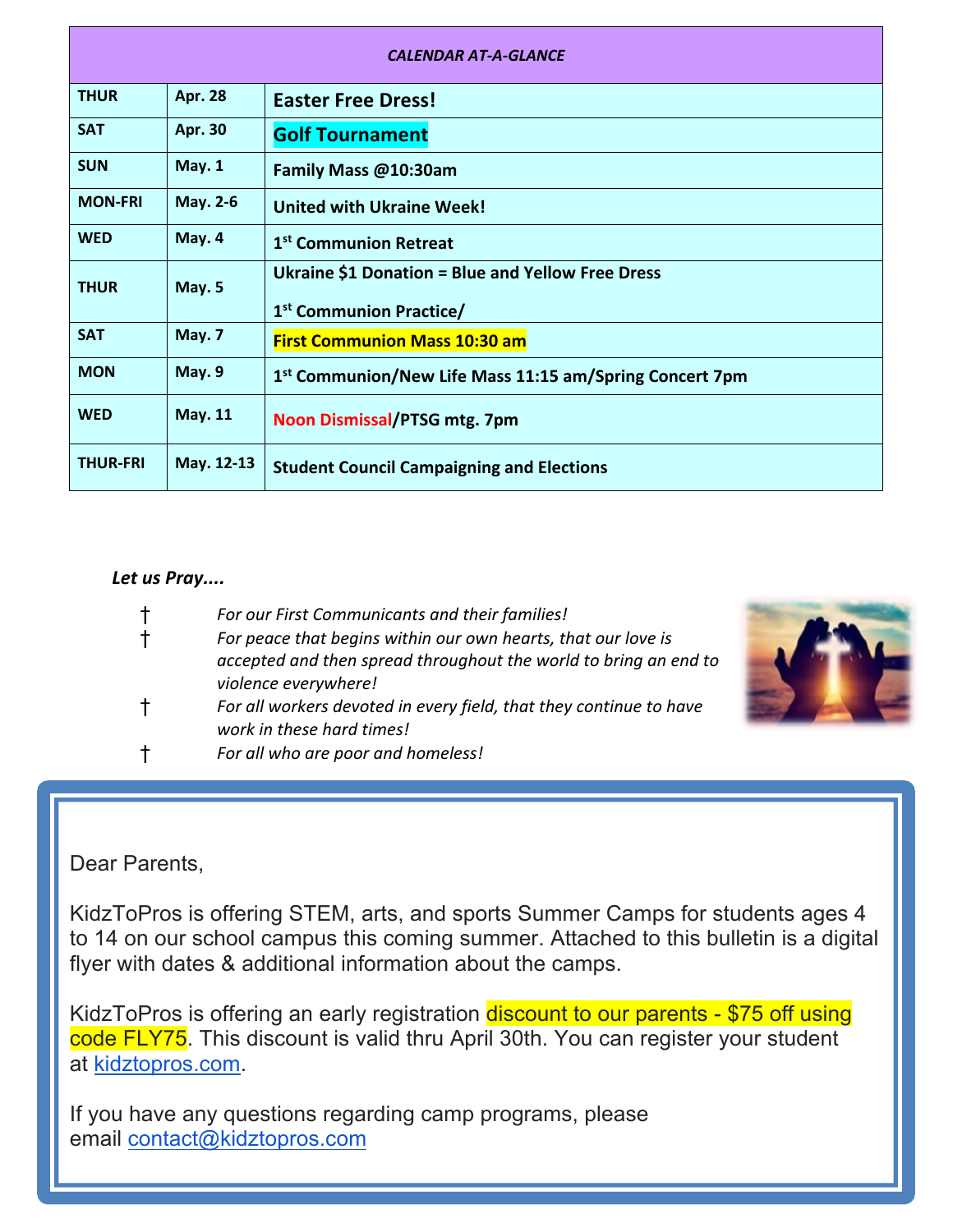| CALENDAR AT-A-GLANCE | | |
|---|---|---|
| THUR | Apr. 28 | Easter Free Dress! |
| SAT | Apr. 30 | Golf Tournament |
| SUN | May. 1 | Family Mass @10:30am |
| MON-FRI | May. 2-6 | United with Ukraine Week! |
| WED | May. 4 | 1st Communion Retreat |
| THUR | May. 5 | Ukraine $1 Donation = Blue and Yellow Free Dress<br>1st Communion Practice/ |
| SAT | May. 7 | First Communion Mass 10:30 am |
| MON | May. 9 | 1st Communion/New Life Mass 11:15 am/Spring Concert 7pm |
| WED | May. 11 | Noon Dismissal/PTSG mtg. 7pm |
| THUR-FRI | May. 12-13 | Student Council Campaigning and Elections |

***Let us Pray....***

- † *For our First Communicants and their families!*
- † *For peace that begins within our own hearts, that our love is accepted and then spread throughout the world to bring an end to violence everywhere!*
- † *For all workers devoted in every field, that they continue to have work in these hard times!*
- † *For all who are poor and homeless!*

Dear Parents,

KidzToPros is offering STEM, arts, and sports Summer Camps for students ages 4 to 14 on our school campus this coming summer. Attached to this bulletin is a digital flyer with dates & additional information about the camps.

KidzToPros is offering an early registration discount to our parents - $75 off using code FLY75. This discount is valid thru April 30th. You can register your student at kidztopros.com.

If you have any questions regarding camp programs, please email contact@kidztopros.com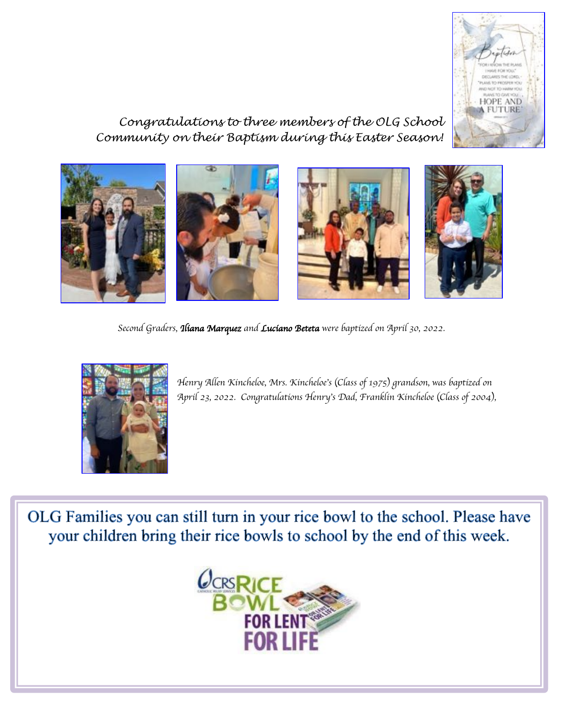*Congratulations to three members of the OLG School Community on their Baptism during this Easter Season!*

*Second Graders, **Iliana Marquez** and **Luciano Beteta** were baptized on April 30, 2022.*

*Henry Allen Kincheloe, Mrs. Kincheloe's (Class of 1975) grandson, was baptized on April 23, 2022. Congratulations Henry's Dad, Franklin Kincheloe (Class of 2004),*

OLG Families you can still turn in your rice bowl to the school. Please have your children bring their rice bowls to school by the end of this week.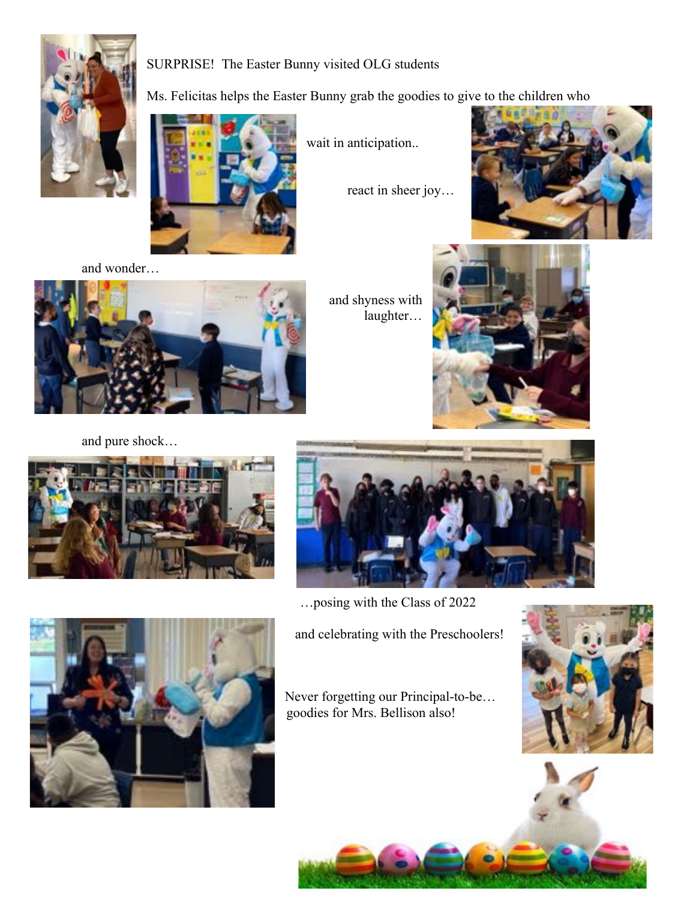SURPRISE!  The Easter Bunny visited OLG students

Ms. Felicitas helps the Easter Bunny grab the goodies to give to the children who

wait in anticipation..

react in sheer joy…

and wonder…

and shyness with laughter…

and pure shock…

…posing with the Class of 2022

and celebrating with the Preschoolers!

Never forgetting our Principal-to-be… goodies for Mrs. Bellison also!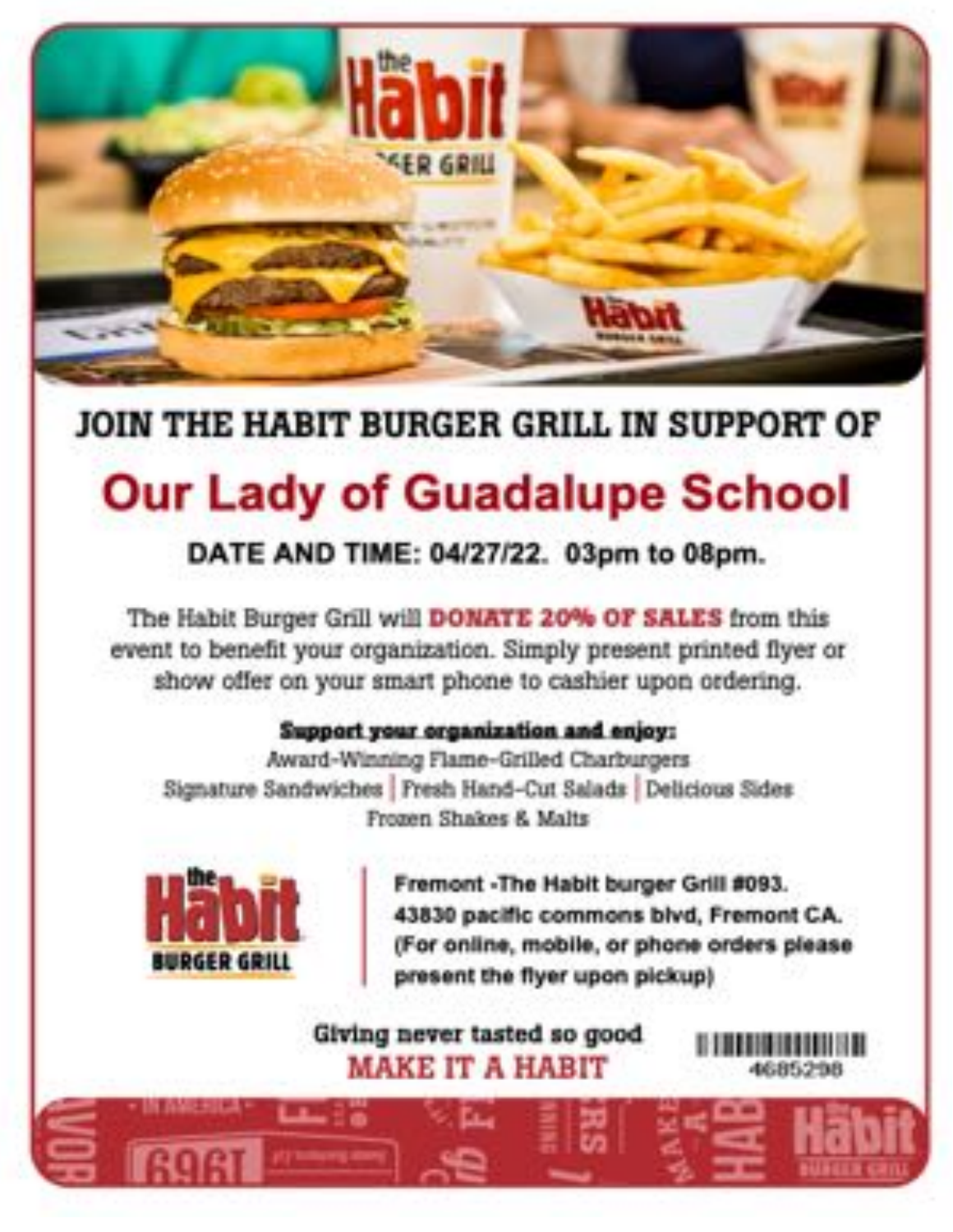## JOIN THE HABIT BURGER GRILL IN SUPPORT OF

# Our Lady of Guadalupe School

### DATE AND TIME: 04/27/22. 03pm to 08pm.

The Habit Burger Grill will **DONATE 20% OF SALES** from this event to benefit your organization. Simply present printed flyer or show offer on your smart phone to cashier upon ordering.

**Support your organization and enjoy:**

Award-Winning Flame-Grilled Charburgers
Signature Sandwiches | Fresh Hand-Cut Salads | Delicious Sides
Frozen Shakes & Malts

the Habit BURGER GRILL

**Fremont -The Habit burger Grill #093.**
**43830 pacific commons blvd, Fremont CA.**
**(For online, mobile, or phone orders please present the flyer upon pickup)**

**Giving never tasted so good**

**MAKE IT A HABIT**

4685298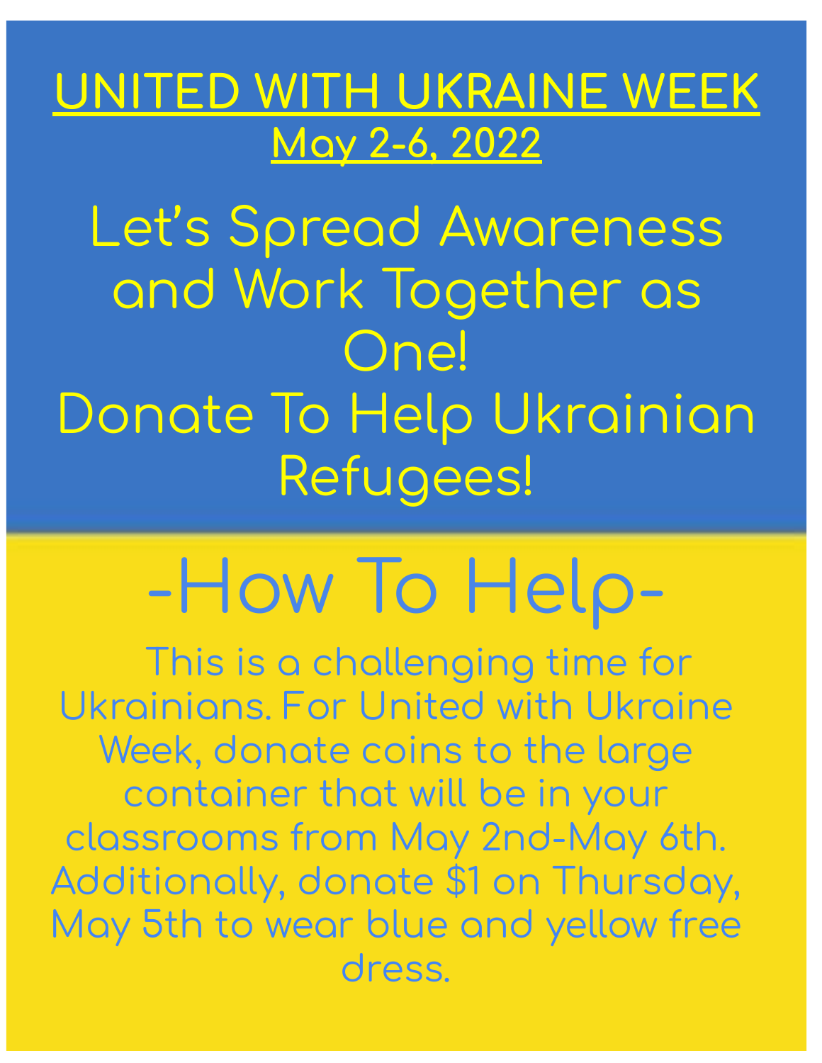# UNITED WITH UKRAINE WEEK

## May 2-6, 2022

Let's Spread Awareness and Work Together as One!
Donate To Help Ukrainian Refugees!

## -How To Help-

This is a challenging time for Ukrainians. For United with Ukraine Week, donate coins to the large container that will be in your classrooms from May 2nd-May 6th. Additionally, donate $1 on Thursday, May 5th to wear blue and yellow free dress.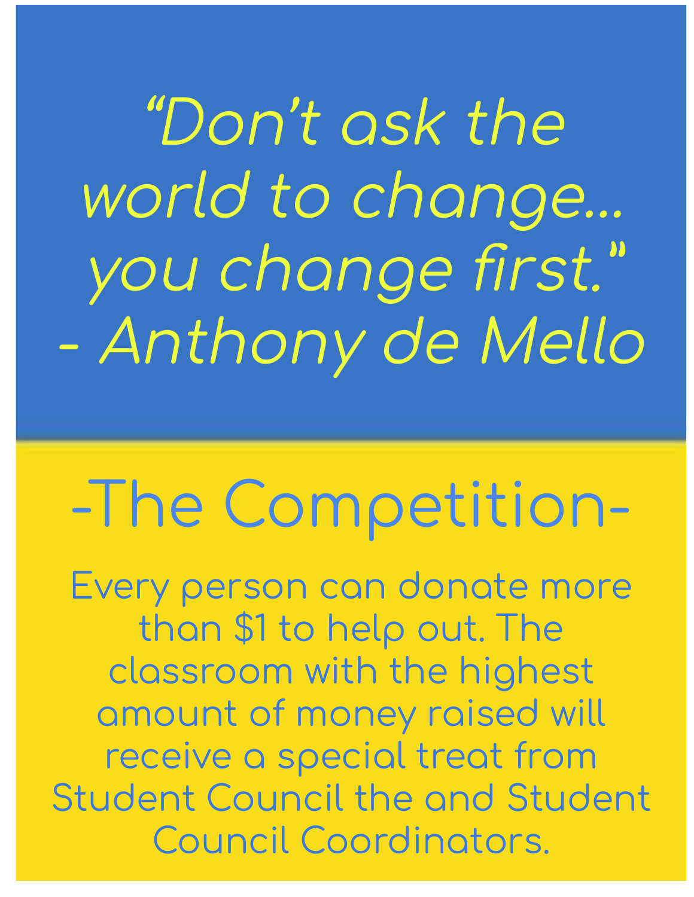*"Don't ask the world to change... you change first."*
*- Anthony de Mello*

## -The Competition-

Every person can donate more than $1 to help out. The classroom with the highest amount of money raised will receive a special treat from Student Council the and Student Council Coordinators.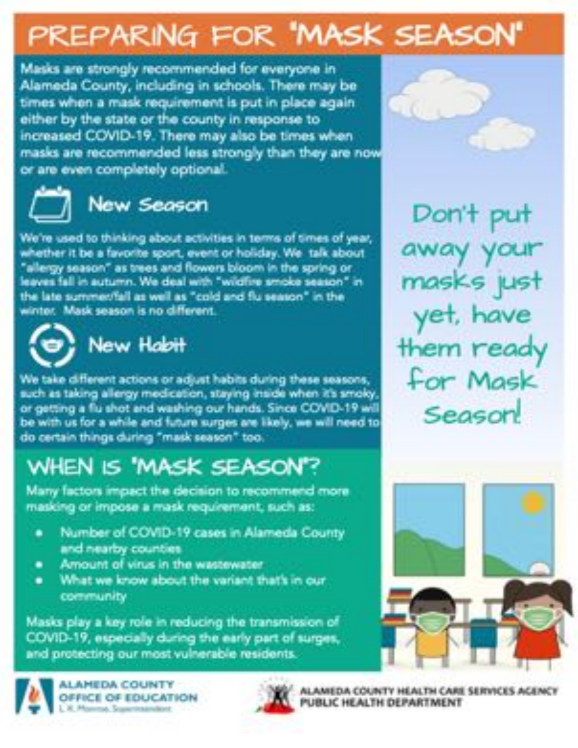# PREPARING FOR "MASK SEASON"

Masks are strongly recommended for everyone in Alameda County, including in schools. There may be times when a mask requirement is put in place again either by the state or the county in response to increased COVID-19. There may also be times when masks are recommended less strongly than they are now or are even completely optional.

## New Season

We're used to thinking about activities in terms of times of year, whether it be a favorite sport, event or holiday. We talk about "allergy season" as trees and flowers bloom in the spring or leaves fall in autumn. We deal with "wildfire smoke season" in the late summer/fall as well as "cold and flu season" in the winter. Mask season is no different.

## New Habit

We take different actions or adjust habits during these seasons, such as taking allergy medication, staying inside when it's smoky, or getting a flu shot and washing our hands. Since COVID-19 will be with us for a while and future surges are likely, we will need to do certain things during "mask season" too.

Don't put away your masks just yet, have them ready for Mask Season!

## WHEN IS "MASK SEASON"?

Many factors impact the decision to recommend more masking or impose a mask requirement, such as:

- Number of COVID-19 cases in Alameda County and nearby counties
- Amount of virus in the wastewater
- What we know about the variant that's in our community

Masks play a key role in reducing the transmission of COVID-19, especially during the early part of surges, and protecting our most vulnerable residents.

ALAMEDA COUNTY OFFICE OF EDUCATION
L.K. Monroe, Superintendent

ALAMEDA COUNTY HEALTH CARE SERVICES AGENCY
PUBLIC HEALTH DEPARTMENT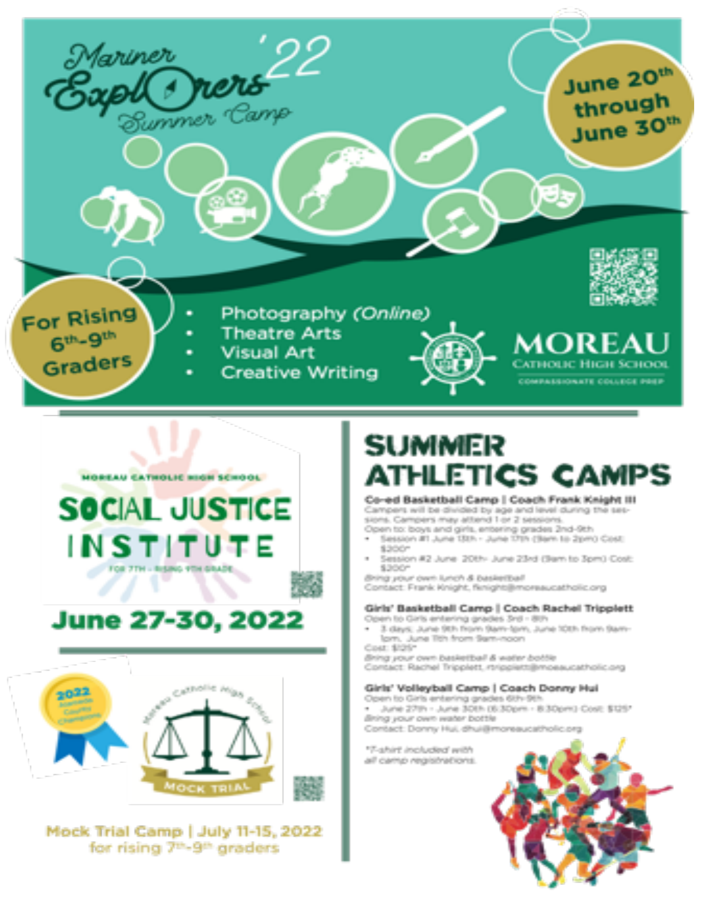# Mariner Explorers '22 Summer Camp

**June 20th through June 30th**

**For Rising 6th-9th Graders**

- Photography *(Online)*
- Theatre Arts
- Visual Art
- Creative Writing

MOREAU CATHOLIC HIGH SCHOOL
COMPASSIONATE COLLEGE PREP

---

MOREAU CATHOLIC HIGH SCHOOL

# SOCIAL JUSTICE INSTITUTE

FOR 7TH - RISING 9TH GRADE

**June 27-30, 2022**

---

2022 Alameda County Champions

Moreau Catholic High School

MOCK TRIAL

**Mock Trial Camp | July 11-15, 2022**
**for rising 7th-9th graders**

---

# SUMMER ATHLETICS CAMPS

**Co-ed Basketball Camp | Coach Frank Knight III**

Campers will be divided by age and level during the sessions. Campers may attend 1 or 2 sessions.
Open to: boys and girls, entering grades 2nd-9th

- Session #1 June 13th - June 17th (9am to 2pm) Cost: $200*
- Session #2 June 20th- June 23rd (9am to 3pm) Cost: $200*

*Bring your own lunch & basketball*
Contact: Frank Knight, fknight@moreaucatholic.org

**Girls' Basketball Camp | Coach Rachel Tripplett**

Open to Girls entering grades 3rd - 8th

- 3 days: June 9th from 9am-1pm, June 10th from 9am-1pm, June 11th from 9am-noon

Cost: $125*
*Bring your own basketball & water bottle*
Contact: Rachel Tripplett, rtripplett@moreaucatholic.org

**Girls' Volleyball Camp | Coach Donny Hui**

Open to Girls entering grades 6th-9th

- June 27th - June 30th (6:30pm - 8:30pm) Cost: $125*

*Bring your own water bottle*
Contact: Donny Hui, dhui@moreaucatholic.org

*\*T-shirt included with all camp registrations.*